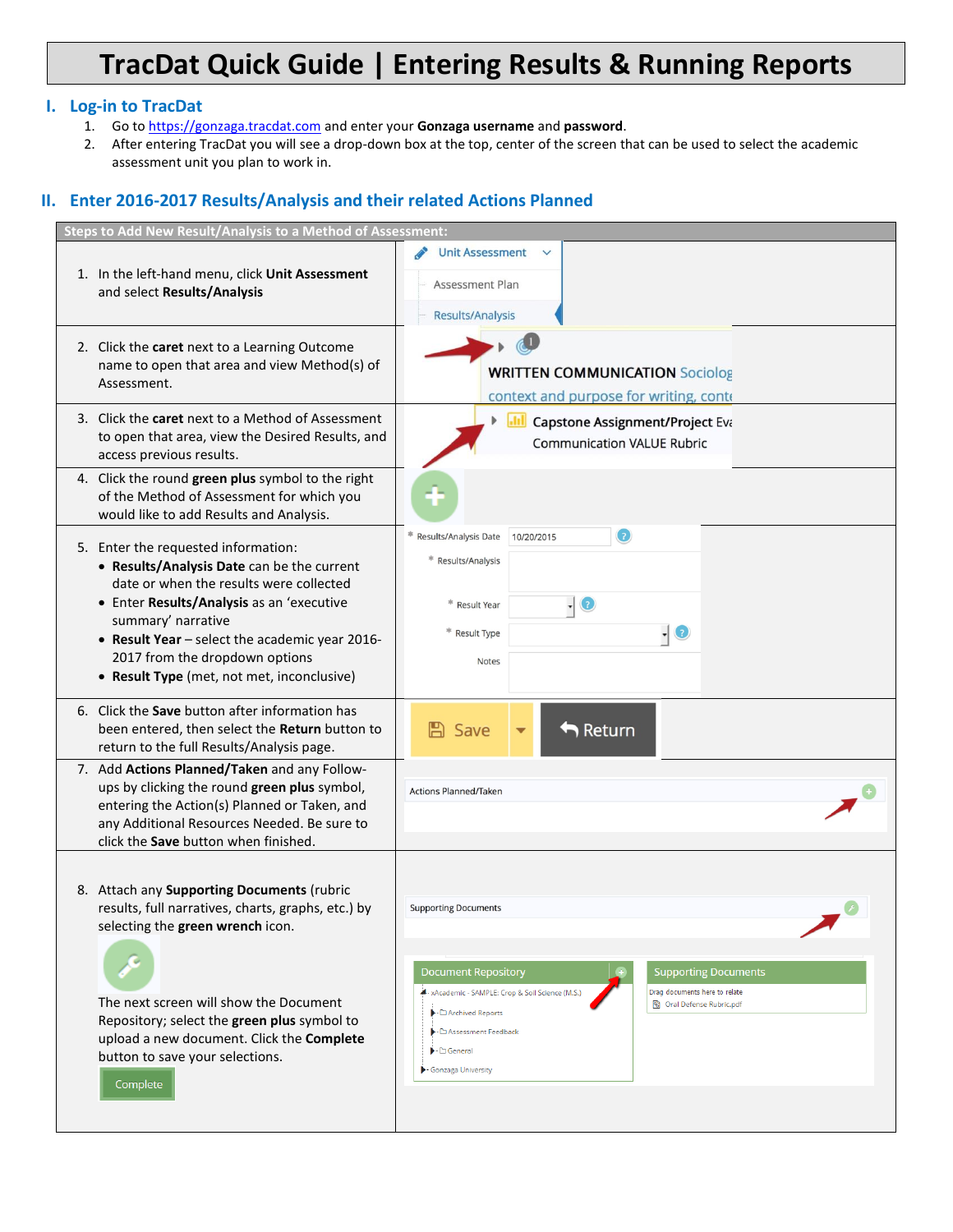# TracDat Quick Guide | Entering Results & Running Reports

## I. Log-in to TracDat

1. Go to https://gonzaga.tracdat.com and enter your **Gonzaga username** and **password**.
2. After entering TracDat you will see a drop-down box at the top, center of the screen that can be used to select the academic assessment unit you plan to work in.

## II. Enter 2016-2017 Results/Analysis and their related Actions Planned

**Steps to Add New Result/Analysis to a Method of Assessment:**

1. In the left-hand menu, click **Unit Assessment** and select **Results/Analysis**
2. Click the **caret** next to a Learning Outcome name to open that area and view Method(s) of Assessment.
3. Click the **caret** next to a Method of Assessment to open that area, view the Desired Results, and access previous results.
4. Click the round **green plus** symbol to the right of the Method of Assessment for which you would like to add Results and Analysis.
5. Enter the requested information:
   - **Results/Analysis Date** can be the current date or when the results were collected
   - Enter **Results/Analysis** as an 'executive summary' narrative
   - **Result Year** – select the academic year 2016-2017 from the dropdown options
   - **Result Type** (met, not met, inconclusive)
6. Click the **Save** button after information has been entered, then select the **Return** button to return to the full Results/Analysis page.
7. Add **Actions Planned/Taken** and any Follow-ups by clicking the round **green plus** symbol, entering the Action(s) Planned or Taken, and any Additional Resources Needed. Be sure to click the **Save** button when finished.
8. Attach any **Supporting Documents** (rubric results, full narratives, charts, graphs, etc.) by selecting the **green wrench** icon.

   The next screen will show the Document Repository; select the **green plus** symbol to upload a new document. Click the **Complete** button to save your selections.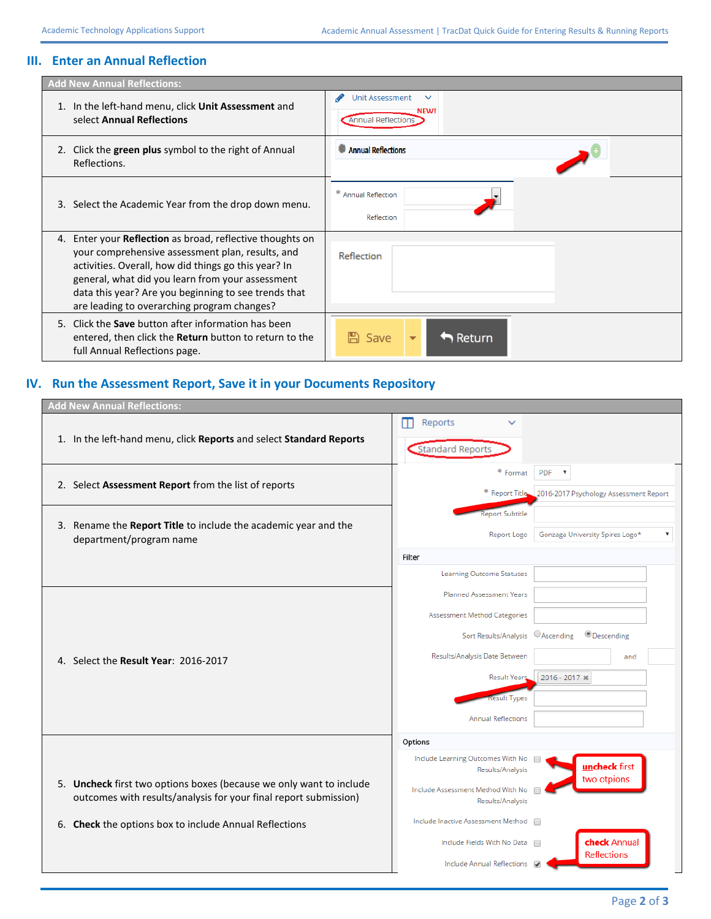## III. Enter an Annual Reflection

| Add New Annual Reflections: | |
|---|---|
| 1. In the left-hand menu, click **Unit Assessment** and select **Annual Reflections** | Unit Assessment<br>NEW!<br>Annual Reflections |
| 2. Click the **green plus** symbol to the right of Annual Reflections. | Annual Reflections |
| 3. Select the Academic Year from the drop down menu. | * Annual Reflection<br>Reflection |
| 4. Enter your **Reflection** as broad, reflective thoughts on your comprehensive assessment plan, results, and activities. Overall, how did things go this year? In general, what did you learn from your assessment data this year? Are you beginning to see trends that are leading to overarching program changes? | Reflection |
| 5. Click the **Save** button after information has been entered, then click the **Return** button to return to the full Annual Reflections page. | Save<br>Return |

## IV. Run the Assessment Report, Save it in your Documents Repository

| Add New Annual Reflections: | |
|---|---|
| 1. In the left-hand menu, click **Reports** and select **Standard Reports** | Reports<br>Standard Reports |
| 2. Select **Assessment Report** from the list of reports | * Format: PDF |
| 3. Rename the **Report Title** to include the academic year and the department/program name | * Report Title: 2016-2017 Psychology Assessment Report<br>Report Subtitle<br>Report Logo: Gonzaga University Spires Logo* |
| 4. Select the **Result Year**: 2016-2017 | Filter<br>Learning Outcome Statuses<br>Planned Assessment Years<br>Assessment Method Categories<br>Sort Results/Analysis: Ascending / Descending<br>Results/Analysis Date Between ... and<br>Result Years: 2016 - 2017<br>Result Types<br>Annual Reflections |
| 5. **Uncheck** first two options boxes (because we only want to include outcomes with results/analysis for your final report submission)<br><br>6. **Check** the options box to include Annual Reflections | Options<br>Include Learning Outcomes With No Results/Analysis<br>Include Assessment Method With No Results/Analysis<br>**uncheck** first two otpions<br>Include Inactive Assessment Method<br>Include Fields With No Data<br>Include Annual Reflections<br>**check** Annual Reflections |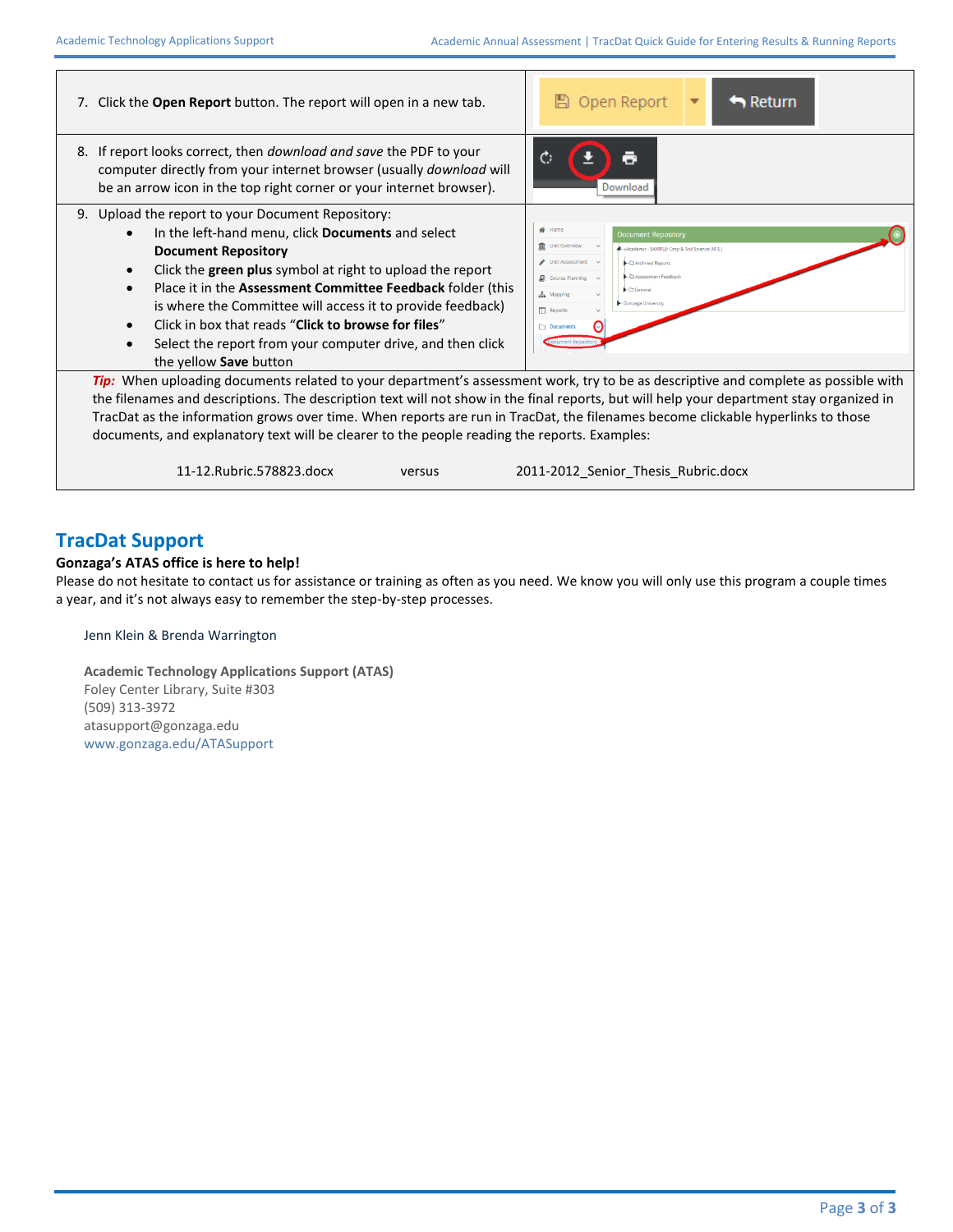| | |
|---|---|
| 7. Click the **Open Report** button. The report will open in a new tab. | |
| 8. If report looks correct, then *download and save* the PDF to your computer directly from your internet browser (usually *download* will be an arrow icon in the top right corner or your internet browser). | |
| 9. Upload the report to your Document Repository:<br>• In the left-hand menu, click **Documents** and select **Document Repository**<br>• Click the **green plus** symbol at right to upload the report<br>• Place it in the **Assessment Committee Feedback** folder (this is where the Committee will access it to provide feedback)<br>• Click in box that reads "**Click to browse for files**"<br>• Select the report from your computer drive, and then click the yellow **Save** button | |

***Tip:*** When uploading documents related to your department's assessment work, try to be as descriptive and complete as possible with the filenames and descriptions. The description text will not show in the final reports, but will help your department stay organized in TracDat as the information grows over time. When reports are run in TracDat, the filenames become clickable hyperlinks to those documents, and explanatory text will be clearer to the people reading the reports. Examples:

11-12.Rubric.578823.docx versus 2011-2012_Senior_Thesis_Rubric.docx

## TracDat Support

**Gonzaga's ATAS office is here to help!**

Please do not hesitate to contact us for assistance or training as often as you need. We know you will only use this program a couple times a year, and it's not always easy to remember the step-by-step processes.

Jenn Klein & Brenda Warrington

**Academic Technology Applications Support (ATAS)**
Foley Center Library, Suite #303
(509) 313-3972
atasupport@gonzaga.edu
www.gonzaga.edu/ATASupport